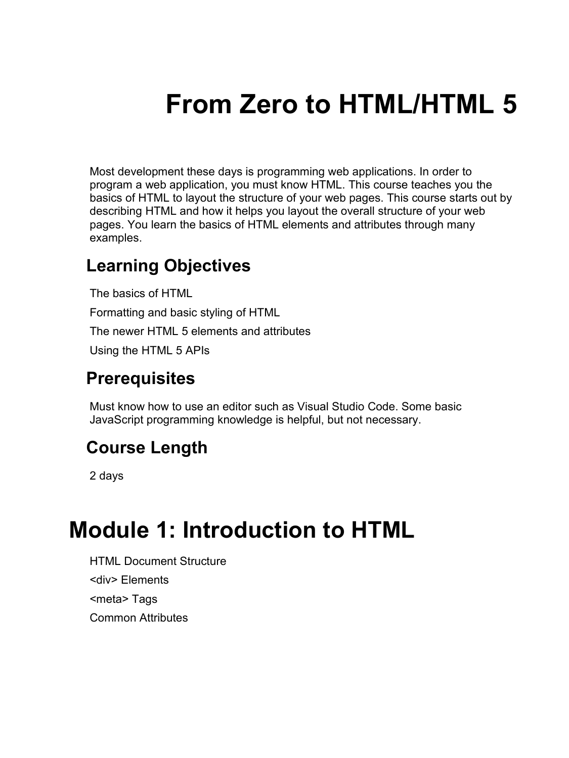# From Zero to HTML/HTML 5

Most development these days is programming web applications. In order to program a web application, you must know HTML. This course teaches you the basics of HTML to layout the structure of your web pages. This course starts out by describing HTML and how it helps you layout the overall structure of your web pages. You learn the basics of HTML elements and attributes through many examples.

## Learning Objectives

The basics of HTML

Formatting and basic styling of HTML

The newer HTML 5 elements and attributes

Using the HTML 5 APIs

## Prerequisites

Must know how to use an editor such as Visual Studio Code. Some basic JavaScript programming knowledge is helpful, but not necessary.

## Course Length

2 days

# Module 1: Introduction to HTML

HTML Document Structure

<div> Elements

<meta> Tags

Common Attributes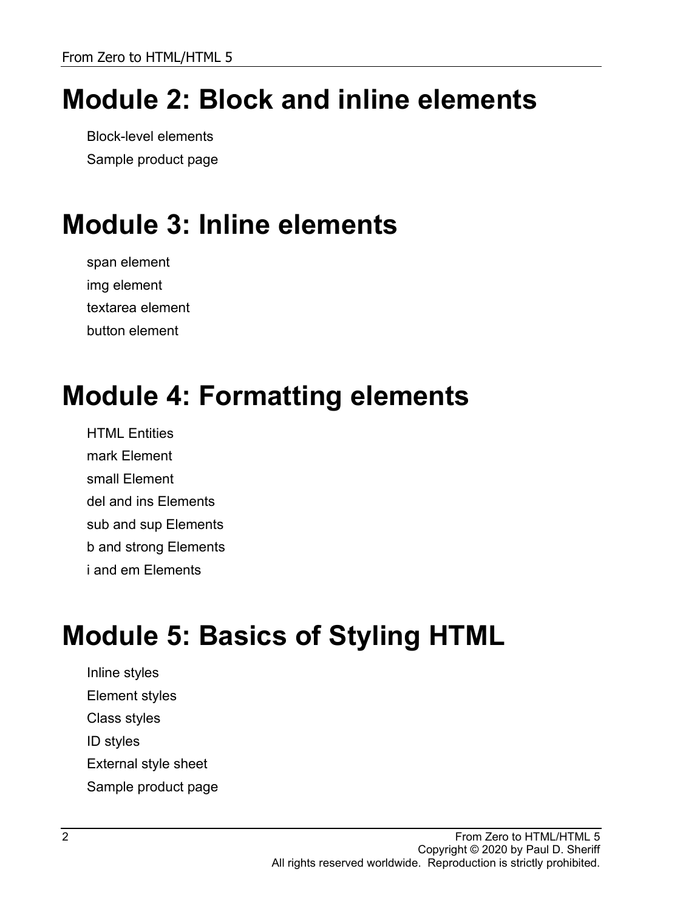# Module 2: Block and inline elements

Block-level elements

Sample product page

# Module 3: Inline elements

span element

img element

textarea element

button element

# Module 4: Formatting elements

HTML Entities

mark Element

small Element

del and ins Elements

sub and sup Elements

b and strong Elements

i and em Elements

# Module 5: Basics of Styling HTML

Inline styles

Element styles

Class styles

ID styles

External style sheet

Sample product page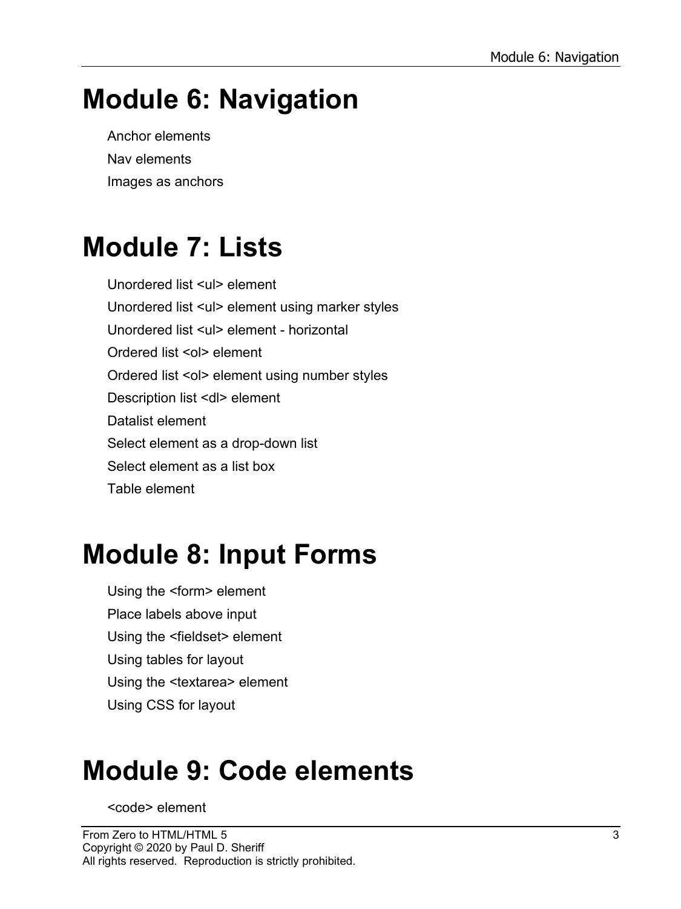# Module 6: Navigation

Anchor elements

Nav elements

Images as anchors

# Module 7: Lists

Unordered list <ul> element

Unordered list <ul> element using marker styles

Unordered list <ul> element - horizontal

Ordered list <ol> element

Ordered list <ol> element using number styles

Description list <dl> element

Datalist element

Select element as a drop-down list

Select element as a list box

Table element

# Module 8: Input Forms

Using the <form> element

Place labels above input

Using the <fieldset> element

Using tables for layout

Using the <textarea> element

Using CSS for layout

# Module 9: Code elements

<code> element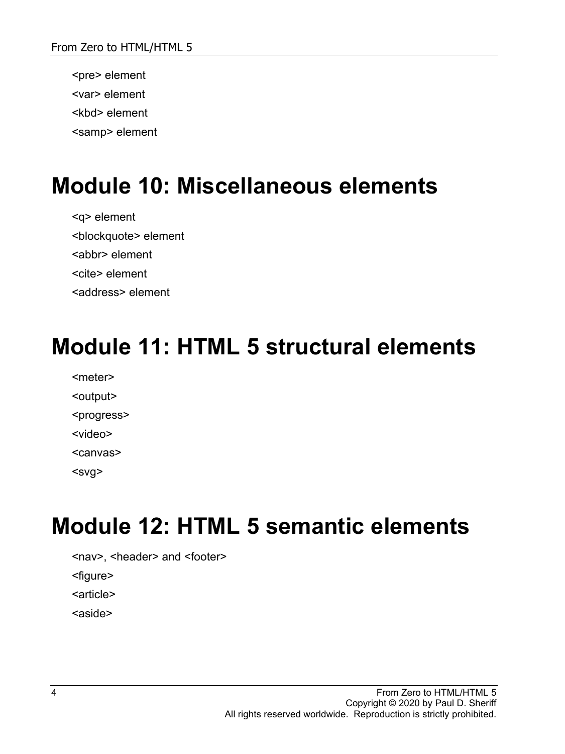<pre> element

<var> element

<kbd> element

<samp> element

# Module 10: Miscellaneous elements

<q> element

<blockquote> element

<abbr> element

<cite> element

<address> element

# Module 11: HTML 5 structural elements

<meter>

<output>

<progress>

<video>

<canvas>

<svg>

# Module 12: HTML 5 semantic elements

<nav>, <header> and <footer>

<figure>

<article>

<aside>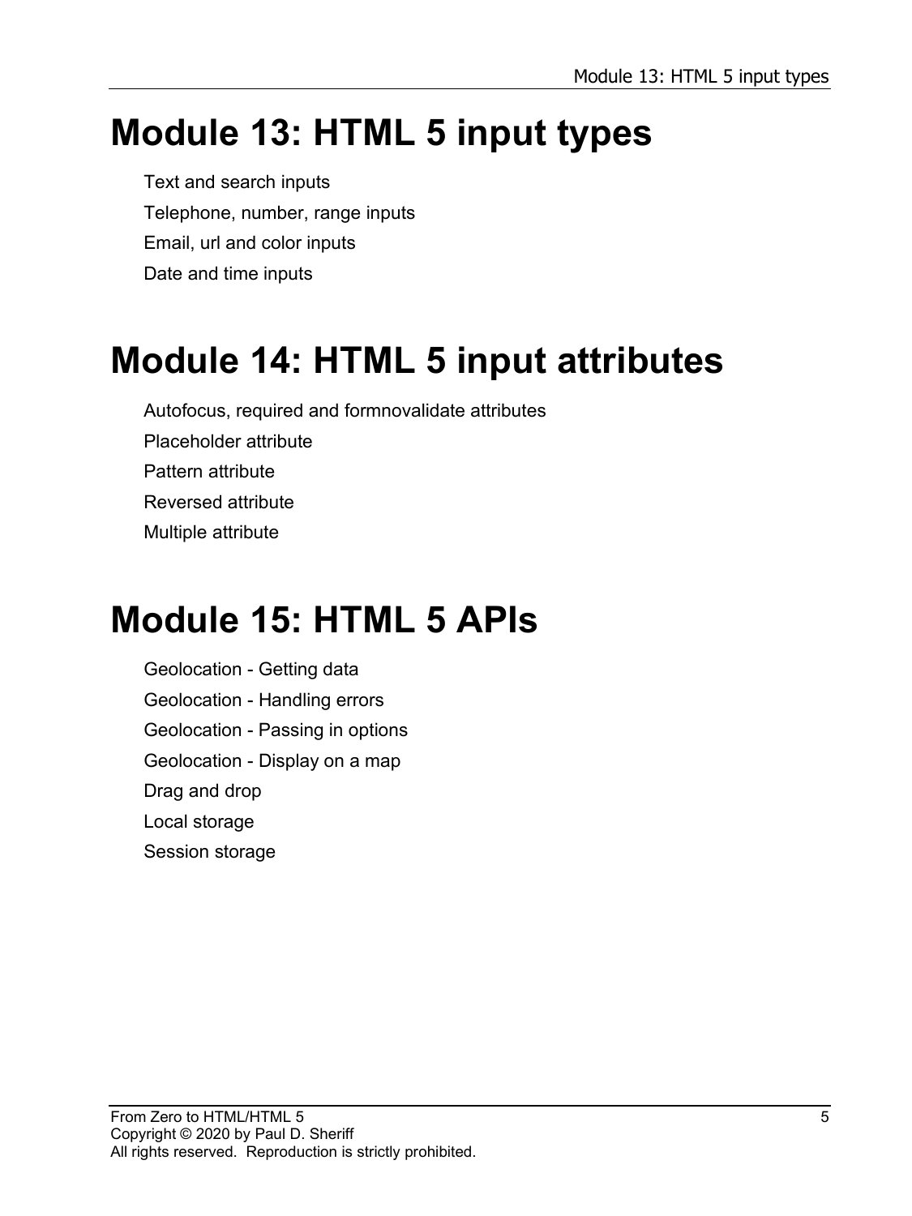# Module 13: HTML 5 input types

Text and search inputs

Telephone, number, range inputs

Email, url and color inputs

Date and time inputs

# Module 14: HTML 5 input attributes

Autofocus, required and formnovalidate attributes

Placeholder attribute

Pattern attribute

Reversed attribute

Multiple attribute

# Module 15: HTML 5 APIs

Geolocation - Getting data

Geolocation - Handling errors

Geolocation - Passing in options

Geolocation - Display on a map

Drag and drop

Local storage

Session storage